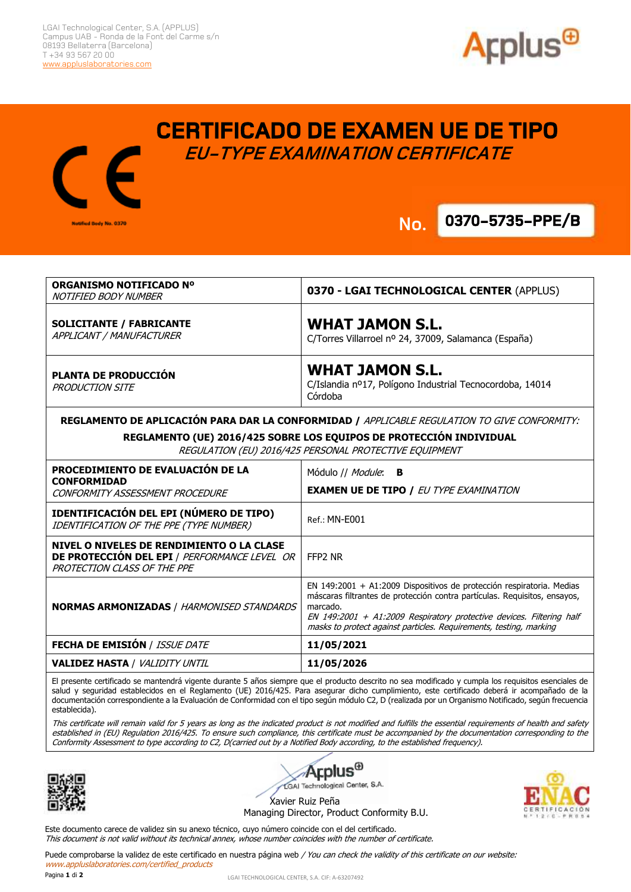LGAI Technological Center, S.A. (APPLUS)
Campus UAB - Ronda de la Font del Carme s/n
08193 Bellaterra (Barcelona)
T +34 93 567 20 00
www.appluslaboratories.com

Notified Body No. 0370

# CERTIFICADO DE EXAMEN UE DE TIPO
## *EU-TYPE EXAMINATION CERTIFICATE*

**No. 0370-5735-PPE/B**

| | |
|---|---|
| **ORGANISMO NOTIFICADO Nº** *NOTIFIED BODY NUMBER* | **0370 - LGAI TECHNOLOGICAL CENTER** (APPLUS) |
| **SOLICITANTE / FABRICANTE** *APPLICANT / MANUFACTURER* | **WHAT JAMON S.L.** C/Torres Villarroel nº 24, 37009, Salamanca (España) |
| **PLANTA DE PRODUCCIÓN** *PRODUCTION SITE* | **WHAT JAMON S.L.** C/Islandia nº17, Polígono Industrial Tecnocordoba, 14014 Córdoba |
| **REGLAMENTO DE APLICACIÓN PARA DAR LA CONFORMIDAD /** *APPLICABLE REGULATION TO GIVE CONFORMITY:* **REGLAMENTO (UE) 2016/425 SOBRE LOS EQUIPOS DE PROTECCIÓN INDIVIDUAL** *REGULATION (EU) 2016/425 PERSONAL PROTECTIVE EQUIPMENT* | |
| **PROCEDIMIENTO DE EVALUACIÓN DE LA CONFORMIDAD** *CONFORMITY ASSESSMENT PROCEDURE* | Módulo // *Module*: **B** **EXAMEN UE DE TIPO /** *EU TYPE EXAMINATION* |
| **IDENTIFICACIÓN DEL EPI (NÚMERO DE TIPO)** *IDENTIFICATION OF THE PPE (TYPE NUMBER)* | Ref.: MN-E001 |
| **NIVEL O NIVELES DE RENDIMIENTO O LA CLASE DE PROTECCIÓN DEL EPI** / *PERFORMANCE LEVEL OR PROTECTION CLASS OF THE PPE* | FFP2 NR |
| **NORMAS ARMONIZADAS** / *HARMONISED STANDARDS* | EN 149:2001 + A1:2009 Dispositivos de protección respiratoria. Medias máscaras filtrantes de protección contra partículas. Requisitos, ensayos, marcado. *EN 149:2001 + A1:2009 Respiratory protective devices. Filtering half masks to protect against particles. Requirements, testing, marking* |
| **FECHA DE EMISIÓN** / *ISSUE DATE* | **11/05/2021** |
| **VALIDEZ HASTA** / *VALIDITY UNTIL* | **11/05/2026** |

El presente certificado se mantendrá vigente durante 5 años siempre que el producto descrito no sea modificado y cumpla los requisitos esenciales de salud y seguridad establecidos en el Reglamento (UE) 2016/425. Para asegurar dicho cumplimiento, este certificado deberá ir acompañado de la documentación correspondiente a la Evaluación de Conformidad con el tipo según módulo C2, D (realizada por un Organismo Notificado, según frecuencia establecida).

*This certificate will remain valid for 5 years as long as the indicated product is not modified and fulfills the essential requirements of health and safety established in (EU) Regulation 2016/425. To ensure such compliance, this certificate must be accompanied by the documentation corresponding to the Conformity Assessment to type according to C2, D(carried out by a Notified Body according, to the established frequency).*

Applus LGAI Technological Center, S.A.

Xavier Ruiz Peña
Managing Director, Product Conformity B.U.

ENAC CERTIFICACIÓN Nº 12/C-PR054

Este documento carece de validez sin su anexo técnico, cuyo número coincide con el del certificado.
*This document is not valid without its technical annex, whose number coincides with the number of certificate.*

Puede comprobarse la validez de este certificado en nuestra página web / *You can check the validity of this certificate on our website:*
*www.appluslaboratories.com/certified_products*

LGAI TECHNOLOGICAL CENTER, S.A. CIF: A-63207492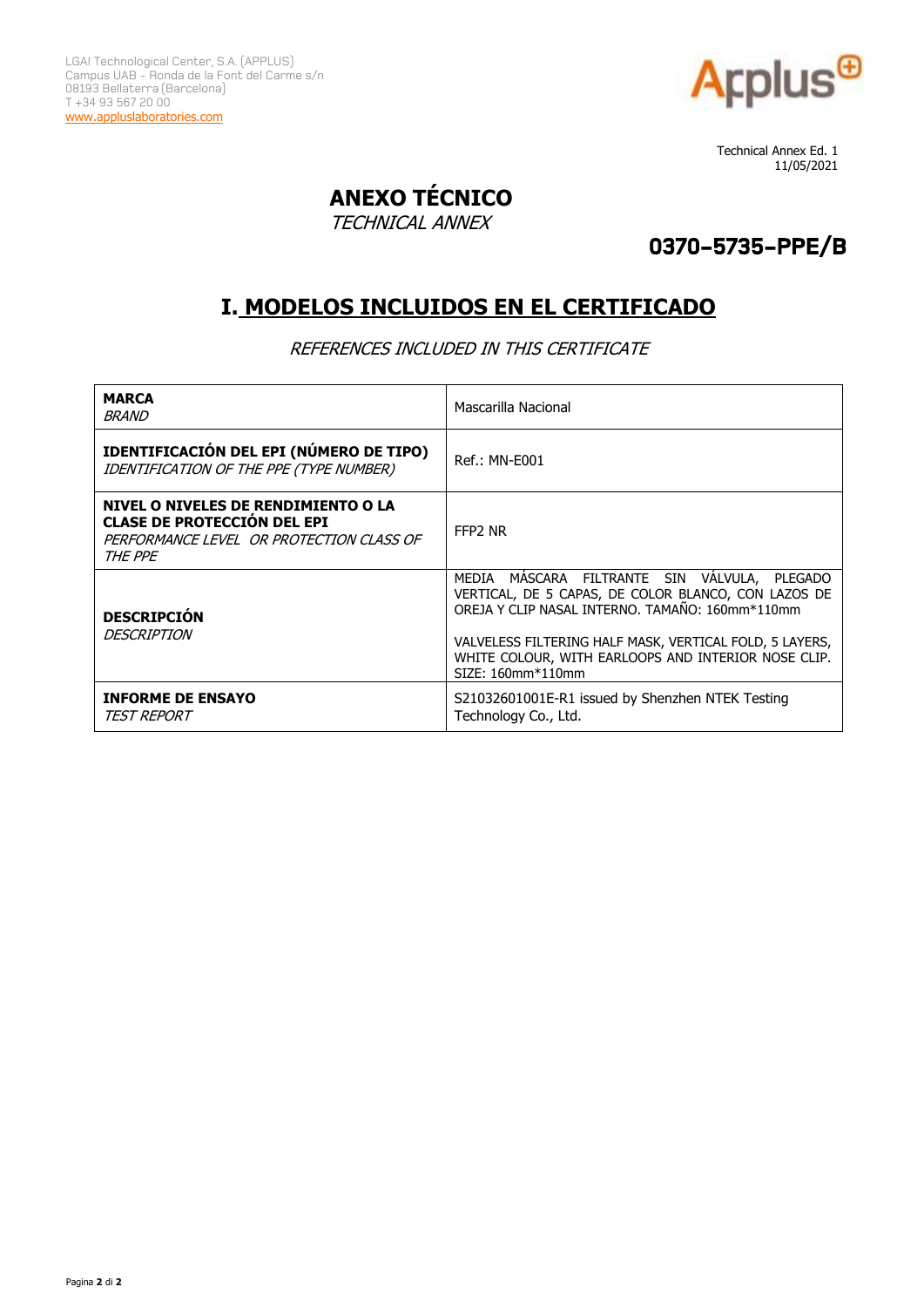LGAI Technological Center, S.A. (APPLUS)
Campus UAB - Ronda de la Font del Carme s/n
08193 Bellaterra (Barcelona)
T +34 93 567 20 00
www.appluslaboratories.com

Technical Annex Ed. 1
11/05/2021

# ANEXO TÉCNICO
*TECHNICAL ANNEX*

## 0370-5735-PPE/B

## I. MODELOS INCLUIDOS EN EL CERTIFICADO

*REFERENCES INCLUDED IN THIS CERTIFICATE*

| | |
|---|---|
| **MARCA**<br>*BRAND* | Mascarilla Nacional |
| **IDENTIFICACIÓN DEL EPI (NÚMERO DE TIPO)**<br>*IDENTIFICATION OF THE PPE (TYPE NUMBER)* | Ref.: MN-E001 |
| **NIVEL O NIVELES DE RENDIMIENTO O LA CLASE DE PROTECCIÓN DEL EPI**<br>*PERFORMANCE LEVEL OR PROTECTION CLASS OF THE PPE* | FFP2 NR |
| **DESCRIPCIÓN**<br>*DESCRIPTION* | MEDIA MÁSCARA FILTRANTE SIN VÁLVULA, PLEGADO VERTICAL, DE 5 CAPAS, DE COLOR BLANCO, CON LAZOS DE OREJA Y CLIP NASAL INTERNO. TAMAÑO: 160mm*110mm<br><br>VALVELESS FILTERING HALF MASK, VERTICAL FOLD, 5 LAYERS, WHITE COLOUR, WITH EARLOOPS AND INTERIOR NOSE CLIP. SIZE: 160mm*110mm |
| **INFORME DE ENSAYO**<br>*TEST REPORT* | S21032601001E-R1 issued by Shenzhen NTEK Testing Technology Co., Ltd. |